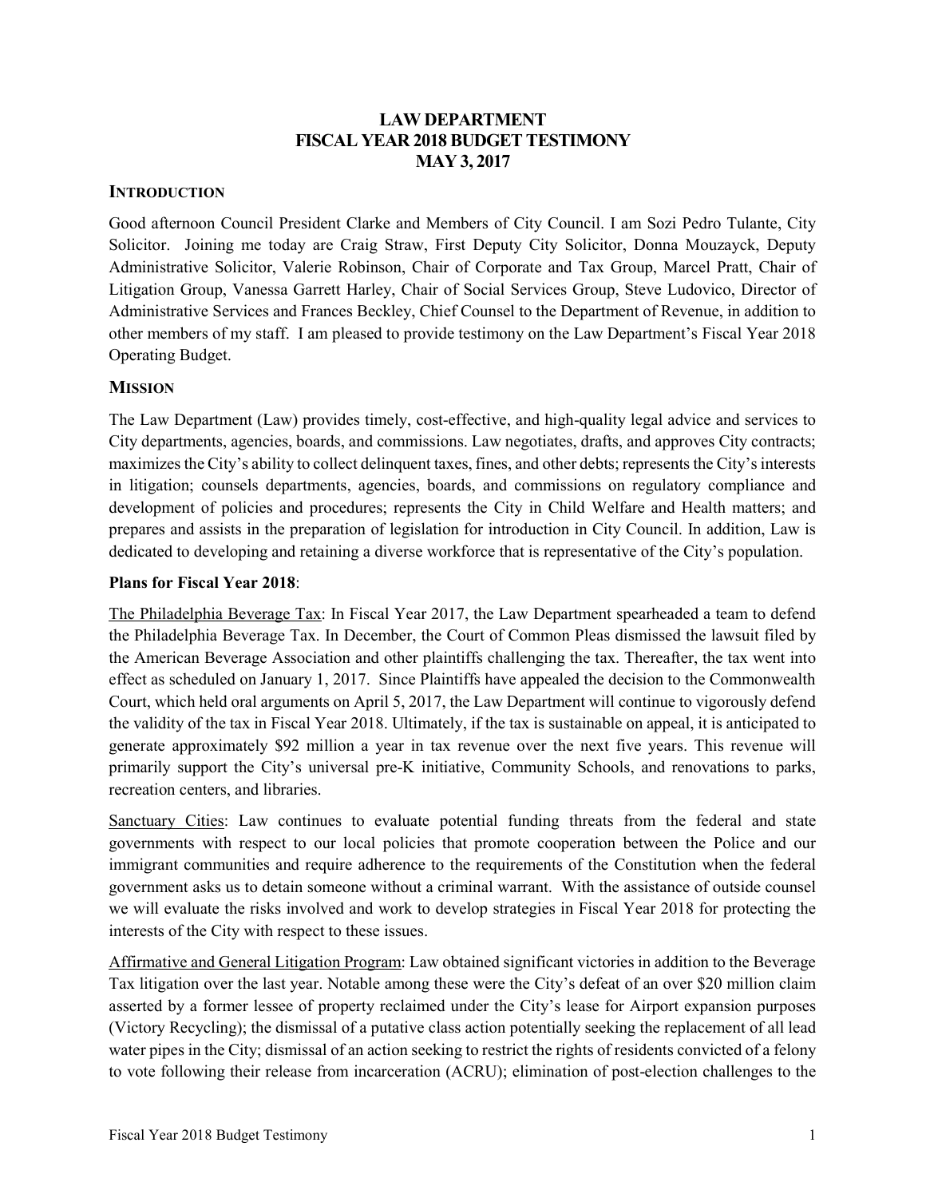# LAW DEPARTMENT
# FISCAL YEAR 2018 BUDGET TESTIMONY
# MAY 3, 2017

## INTRODUCTION

Good afternoon Council President Clarke and Members of City Council. I am Sozi Pedro Tulante, City Solicitor. Joining me today are Craig Straw, First Deputy City Solicitor, Donna Mouzayck, Deputy Administrative Solicitor, Valerie Robinson, Chair of Corporate and Tax Group, Marcel Pratt, Chair of Litigation Group, Vanessa Garrett Harley, Chair of Social Services Group, Steve Ludovico, Director of Administrative Services and Frances Beckley, Chief Counsel to the Department of Revenue, in addition to other members of my staff. I am pleased to provide testimony on the Law Department's Fiscal Year 2018 Operating Budget.

## MISSION

The Law Department (Law) provides timely, cost-effective, and high-quality legal advice and services to City departments, agencies, boards, and commissions. Law negotiates, drafts, and approves City contracts; maximizes the City's ability to collect delinquent taxes, fines, and other debts; represents the City's interests in litigation; counsels departments, agencies, boards, and commissions on regulatory compliance and development of policies and procedures; represents the City in Child Welfare and Health matters; and prepares and assists in the preparation of legislation for introduction in City Council. In addition, Law is dedicated to developing and retaining a diverse workforce that is representative of the City's population.

**Plans for Fiscal Year 2018**:

The Philadelphia Beverage Tax: In Fiscal Year 2017, the Law Department spearheaded a team to defend the Philadelphia Beverage Tax. In December, the Court of Common Pleas dismissed the lawsuit filed by the American Beverage Association and other plaintiffs challenging the tax. Thereafter, the tax went into effect as scheduled on January 1, 2017. Since Plaintiffs have appealed the decision to the Commonwealth Court, which held oral arguments on April 5, 2017, the Law Department will continue to vigorously defend the validity of the tax in Fiscal Year 2018. Ultimately, if the tax is sustainable on appeal, it is anticipated to generate approximately $92 million a year in tax revenue over the next five years. This revenue will primarily support the City's universal pre-K initiative, Community Schools, and renovations to parks, recreation centers, and libraries.

Sanctuary Cities: Law continues to evaluate potential funding threats from the federal and state governments with respect to our local policies that promote cooperation between the Police and our immigrant communities and require adherence to the requirements of the Constitution when the federal government asks us to detain someone without a criminal warrant. With the assistance of outside counsel we will evaluate the risks involved and work to develop strategies in Fiscal Year 2018 for protecting the interests of the City with respect to these issues.

Affirmative and General Litigation Program: Law obtained significant victories in addition to the Beverage Tax litigation over the last year. Notable among these were the City's defeat of an over $20 million claim asserted by a former lessee of property reclaimed under the City's lease for Airport expansion purposes (Victory Recycling); the dismissal of a putative class action potentially seeking the replacement of all lead water pipes in the City; dismissal of an action seeking to restrict the rights of residents convicted of a felony to vote following their release from incarceration (ACRU); elimination of post-election challenges to the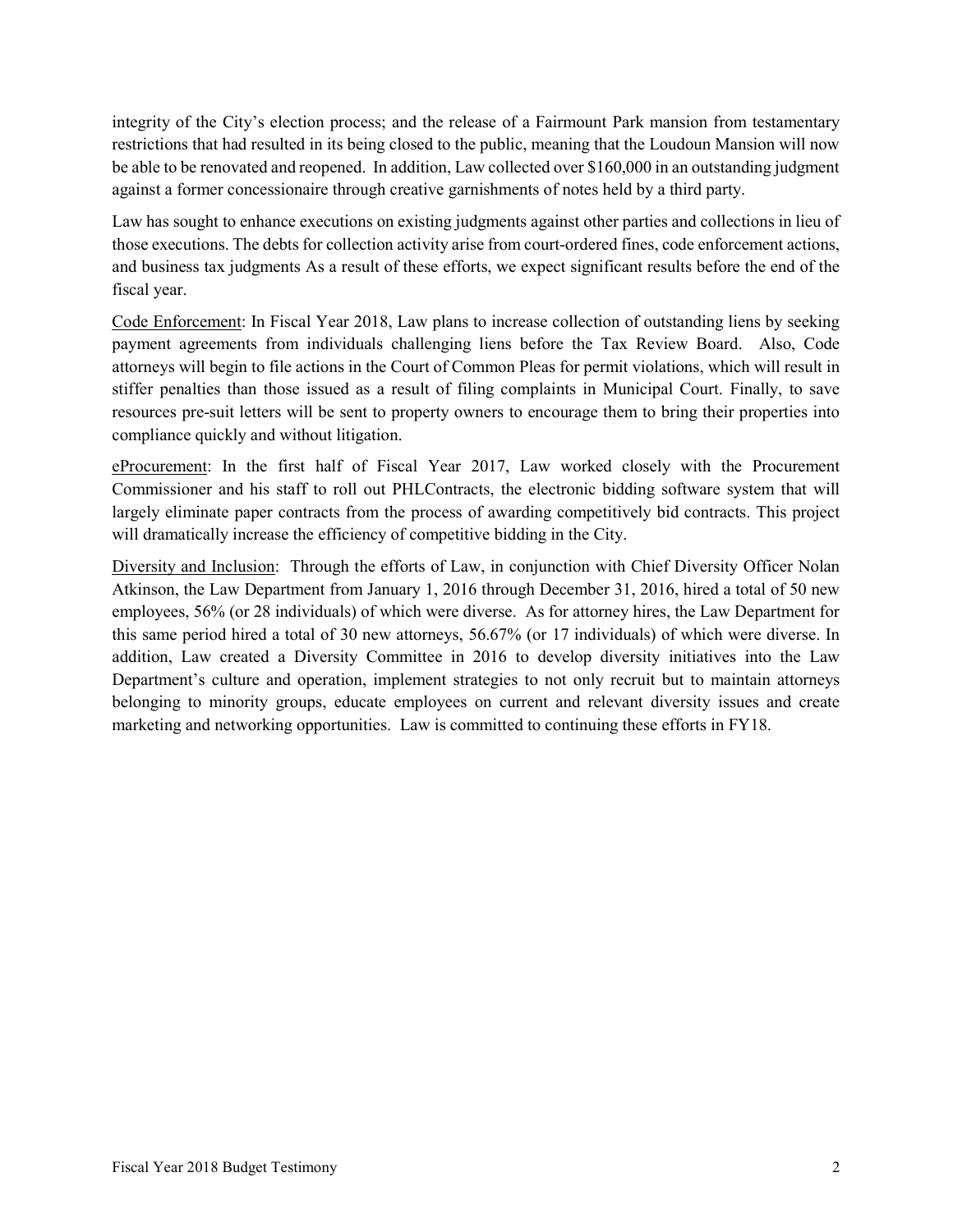integrity of the City's election process; and the release of a Fairmount Park mansion from testamentary restrictions that had resulted in its being closed to the public, meaning that the Loudoun Mansion will now be able to be renovated and reopened. In addition, Law collected over $160,000 in an outstanding judgment against a former concessionaire through creative garnishments of notes held by a third party.

Law has sought to enhance executions on existing judgments against other parties and collections in lieu of those executions. The debts for collection activity arise from court-ordered fines, code enforcement actions, and business tax judgments As a result of these efforts, we expect significant results before the end of the fiscal year.

Code Enforcement: In Fiscal Year 2018, Law plans to increase collection of outstanding liens by seeking payment agreements from individuals challenging liens before the Tax Review Board. Also, Code attorneys will begin to file actions in the Court of Common Pleas for permit violations, which will result in stiffer penalties than those issued as a result of filing complaints in Municipal Court. Finally, to save resources pre-suit letters will be sent to property owners to encourage them to bring their properties into compliance quickly and without litigation.

eProcurement: In the first half of Fiscal Year 2017, Law worked closely with the Procurement Commissioner and his staff to roll out PHLContracts, the electronic bidding software system that will largely eliminate paper contracts from the process of awarding competitively bid contracts. This project will dramatically increase the efficiency of competitive bidding in the City.

Diversity and Inclusion: Through the efforts of Law, in conjunction with Chief Diversity Officer Nolan Atkinson, the Law Department from January 1, 2016 through December 31, 2016, hired a total of 50 new employees, 56% (or 28 individuals) of which were diverse. As for attorney hires, the Law Department for this same period hired a total of 30 new attorneys, 56.67% (or 17 individuals) of which were diverse. In addition, Law created a Diversity Committee in 2016 to develop diversity initiatives into the Law Department's culture and operation, implement strategies to not only recruit but to maintain attorneys belonging to minority groups, educate employees on current and relevant diversity issues and create marketing and networking opportunities. Law is committed to continuing these efforts in FY18.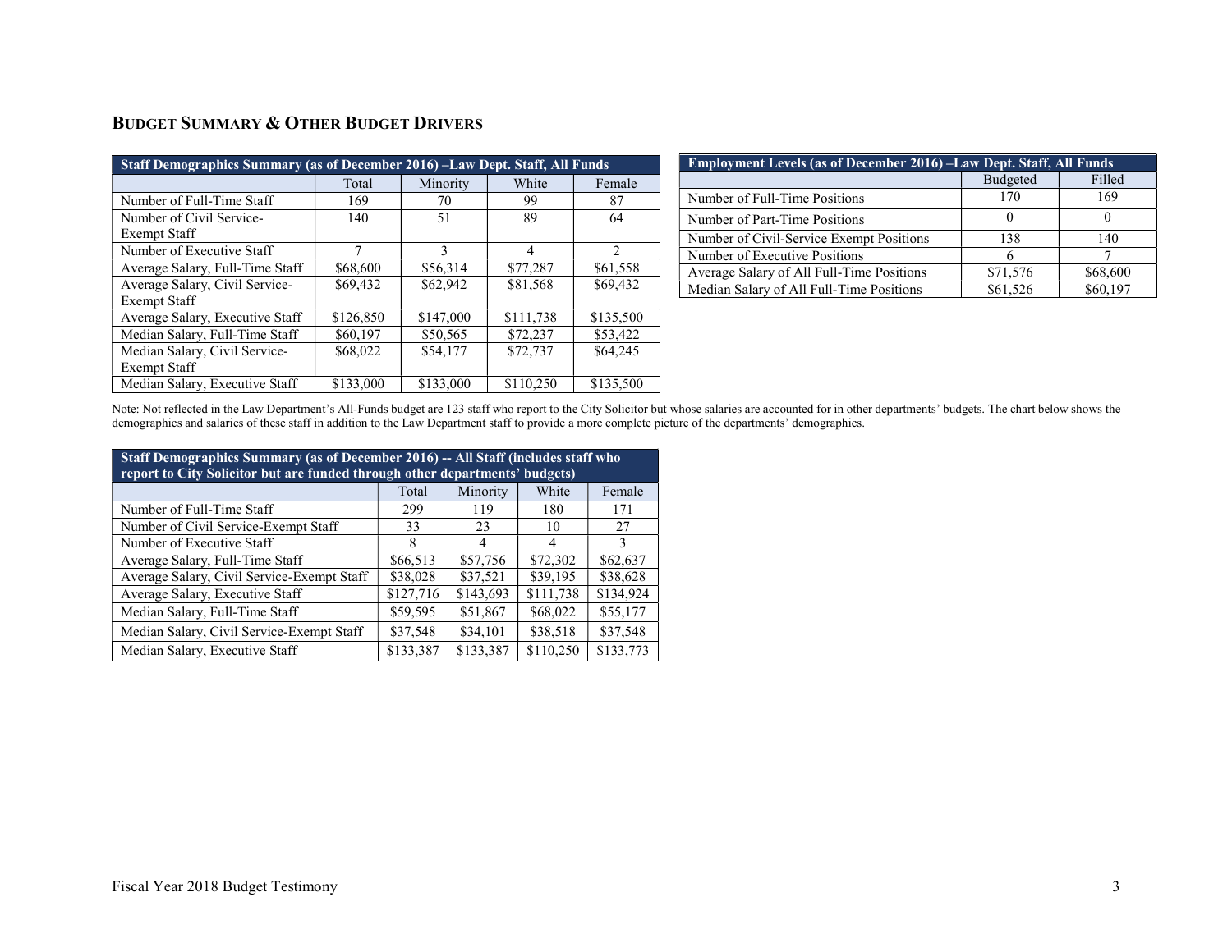## BUDGET SUMMARY & OTHER BUDGET DRIVERS

| Staff Demographics Summary (as of December 2016) –Law Dept. Staff, All Funds | | | | |
|---|---|---|---|---|
| | Total | Minority | White | Female |
| Number of Full-Time Staff | 169 | 70 | 99 | 87 |
| Number of Civil Service-Exempt Staff | 140 | 51 | 89 | 64 |
| Number of Executive Staff | 7 | 3 | 4 | 2 |
| Average Salary, Full-Time Staff | $68,600 | $56,314 | $77,287 | $61,558 |
| Average Salary, Civil Service-Exempt Staff | $69,432 | $62,942 | $81,568 | $69,432 |
| Average Salary, Executive Staff | $126,850 | $147,000 | $111,738 | $135,500 |
| Median Salary, Full-Time Staff | $60,197 | $50,565 | $72,237 | $53,422 |
| Median Salary, Civil Service-Exempt Staff | $68,022 | $54,177 | $72,737 | $64,245 |
| Median Salary, Executive Staff | $133,000 | $133,000 | $110,250 | $135,500 |

| Employment Levels (as of December 2016) –Law Dept. Staff, All Funds | | |
|---|---|---|
| | Budgeted | Filled |
| Number of Full-Time Positions | 170 | 169 |
| Number of Part-Time Positions | 0 | 0 |
| Number of Civil-Service Exempt Positions | 138 | 140 |
| Number of Executive Positions | 6 | 7 |
| Average Salary of All Full-Time Positions | $71,576 | $68,600 |
| Median Salary of All Full-Time Positions | $61,526 | $60,197 |

Note: Not reflected in the Law Department's All-Funds budget are 123 staff who report to the City Solicitor but whose salaries are accounted for in other departments' budgets. The chart below shows the demographics and salaries of these staff in addition to the Law Department staff to provide a more complete picture of the departments' demographics.

| Staff Demographics Summary (as of December 2016) -- All Staff (includes staff who report to City Solicitor but are funded through other departments' budgets) | | | | |
|---|---|---|---|---|
| | Total | Minority | White | Female |
| Number of Full-Time Staff | 299 | 119 | 180 | 171 |
| Number of Civil Service-Exempt Staff | 33 | 23 | 10 | 27 |
| Number of Executive Staff | 8 | 4 | 4 | 3 |
| Average Salary, Full-Time Staff | $66,513 | $57,756 | $72,302 | $62,637 |
| Average Salary, Civil Service-Exempt Staff | $38,028 | $37,521 | $39,195 | $38,628 |
| Average Salary, Executive Staff | $127,716 | $143,693 | $111,738 | $134,924 |
| Median Salary, Full-Time Staff | $59,595 | $51,867 | $68,022 | $55,177 |
| Median Salary, Civil Service-Exempt Staff | $37,548 | $34,101 | $38,518 | $37,548 |
| Median Salary, Executive Staff | $133,387 | $133,387 | $110,250 | $133,773 |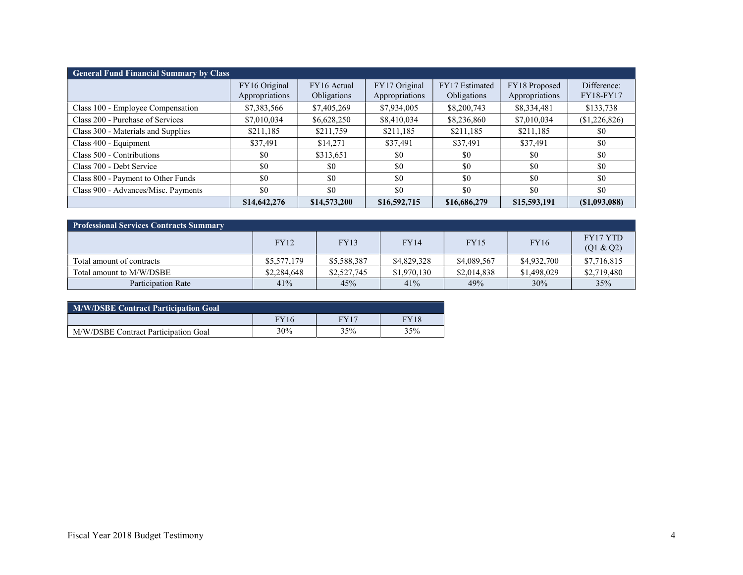| General Fund Financial Summary by Class | | | | | | |
|---|---|---|---|---|---|---|
| | FY16 Original Appropriations | FY16 Actual Obligations | FY17 Original Appropriations | FY17 Estimated Obligations | FY18 Proposed Appropriations | Difference: FY18-FY17 |
| Class 100 - Employee Compensation | $7,383,566 | $7,405,269 | $7,934,005 | $8,200,743 | $8,334,481 | $133,738 |
| Class 200 - Purchase of Services | $7,010,034 | $6,628,250 | $8,410,034 | $8,236,860 | $7,010,034 | ($1,226,826) |
| Class 300 - Materials and Supplies | $211,185 | $211,759 | $211,185 | $211,185 | $211,185 | $0 |
| Class 400 - Equipment | $37,491 | $14,271 | $37,491 | $37,491 | $37,491 | $0 |
| Class 500 - Contributions | $0 | $313,651 | $0 | $0 | $0 | $0 |
| Class 700 - Debt Service | $0 | $0 | $0 | $0 | $0 | $0 |
| Class 800 - Payment to Other Funds | $0 | $0 | $0 | $0 | $0 | $0 |
| Class 900 - Advances/Misc. Payments | $0 | $0 | $0 | $0 | $0 | $0 |
| | **$14,642,276** | **$14,573,200** | **$16,592,715** | **$16,686,279** | **$15,593,191** | **($1,093,088)** |

| Professional Services Contracts Summary | | | | | | |
|---|---|---|---|---|---|---|
| | FY12 | FY13 | FY14 | FY15 | FY16 | FY17 YTD (Q1 & Q2) |
| Total amount of contracts | $5,577,179 | $5,588,387 | $4,829,328 | $4,089,567 | $4,932,700 | $7,716,815 |
| Total amount to M/W/DSBE | $2,284,648 | $2,527,745 | $1,970,130 | $2,014,838 | $1,498,029 | $2,719,480 |
| Participation Rate | 41% | 45% | 41% | 49% | 30% | 35% |

| M/W/DSBE Contract Participation Goal | | | |
|---|---|---|---|
| | FY16 | FY17 | FY18 |
| M/W/DSBE Contract Participation Goal | 30% | 35% | 35% |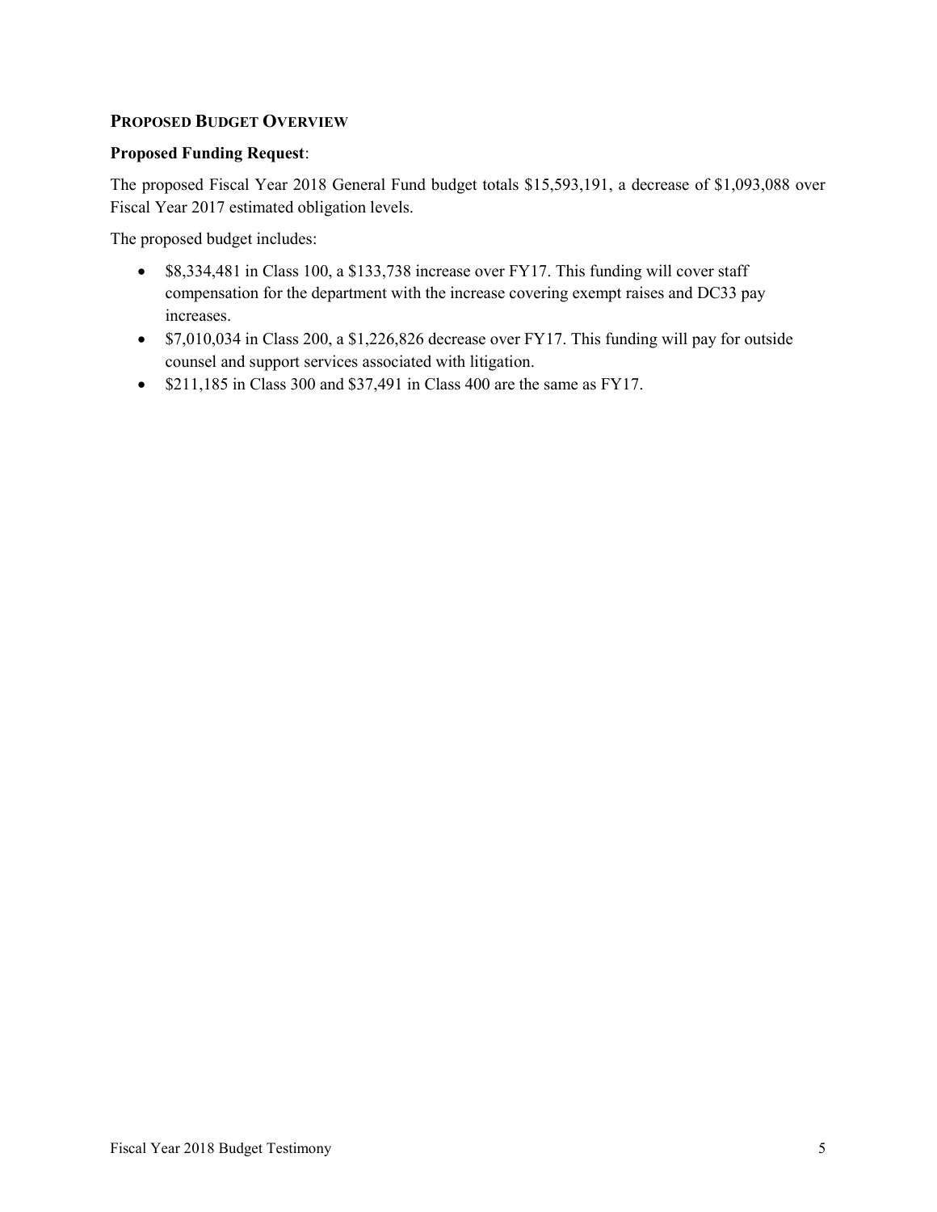## PROPOSED BUDGET OVERVIEW

**Proposed Funding Request**:

The proposed Fiscal Year 2018 General Fund budget totals $15,593,191, a decrease of $1,093,088 over Fiscal Year 2017 estimated obligation levels.

The proposed budget includes:

- $8,334,481 in Class 100, a $133,738 increase over FY17. This funding will cover staff compensation for the department with the increase covering exempt raises and DC33 pay increases.
- $7,010,034 in Class 200, a $1,226,826 decrease over FY17. This funding will pay for outside counsel and support services associated with litigation.
- $211,185 in Class 300 and $37,491 in Class 400 are the same as FY17.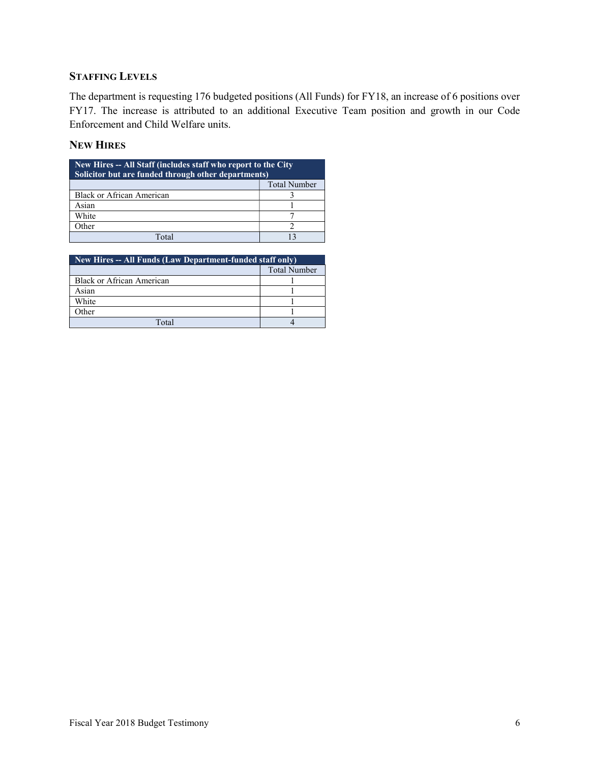### Staffing Levels

The department is requesting 176 budgeted positions (All Funds) for FY18, an increase of 6 positions over FY17. The increase is attributed to an additional Executive Team position and growth in our Code Enforcement and Child Welfare units.

### New Hires

| New Hires -- All Staff (includes staff who report to the City Solicitor but are funded through other departments) | |
|---|---|
| | Total Number |
| Black or African American | 3 |
| Asian | 1 |
| White | 7 |
| Other | 2 |
| Total | 13 |

| New Hires -- All Funds (Law Department-funded staff only) | |
|---|---|
| | Total Number |
| Black or African American | 1 |
| Asian | 1 |
| White | 1 |
| Other | 1 |
| Total | 4 |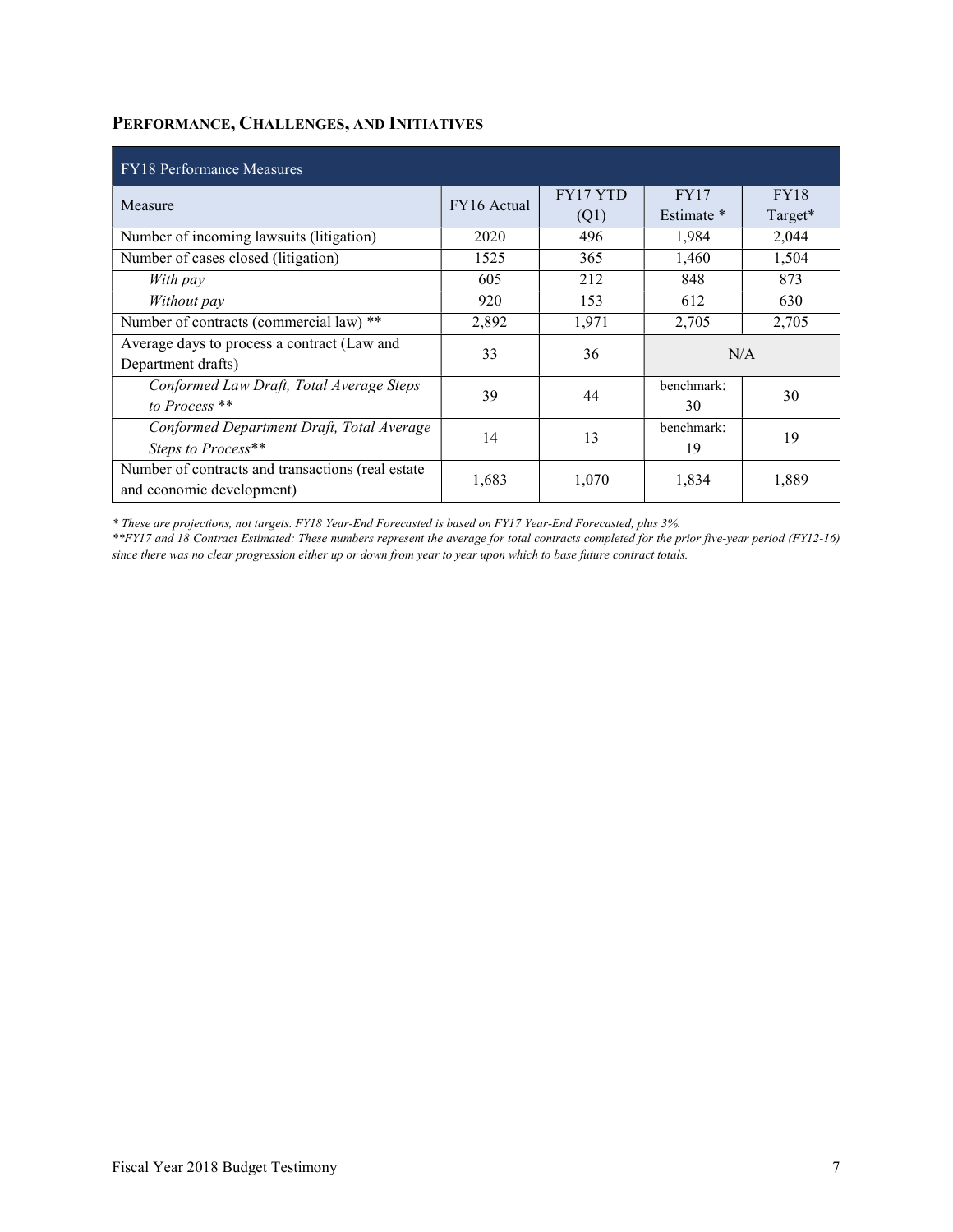## Performance, Challenges, and Initiatives

| FY18 Performance Measures | | | | |
|---|---|---|---|---|
| Measure | FY16 Actual | FY17 YTD (Q1) | FY17 Estimate * | FY18 Target* |
| Number of incoming lawsuits (litigation) | 2020 | 496 | 1,984 | 2,044 |
| Number of cases closed (litigation) | 1525 | 365 | 1,460 | 1,504 |
| *With pay* | 605 | 212 | 848 | 873 |
| *Without pay* | 920 | 153 | 612 | 630 |
| Number of contracts (commercial law) ** | 2,892 | 1,971 | 2,705 | 2,705 |
| Average days to process a contract (Law and Department drafts) | 33 | 36 | N/A | |
| *Conformed Law Draft, Total Average Steps to Process ** * | 39 | 44 | benchmark: 30 | 30 |
| *Conformed Department Draft, Total Average Steps to Process** * | 14 | 13 | benchmark: 19 | 19 |
| Number of contracts and transactions (real estate and economic development) | 1,683 | 1,070 | 1,834 | 1,889 |

*\* These are projections, not targets. FY18 Year-End Forecasted is based on FY17 Year-End Forecasted, plus 3%.*

*\*\*FY17 and 18 Contract Estimated: These numbers represent the average for total contracts completed for the prior five-year period (FY12-16) since there was no clear progression either up or down from year to year upon which to base future contract totals.*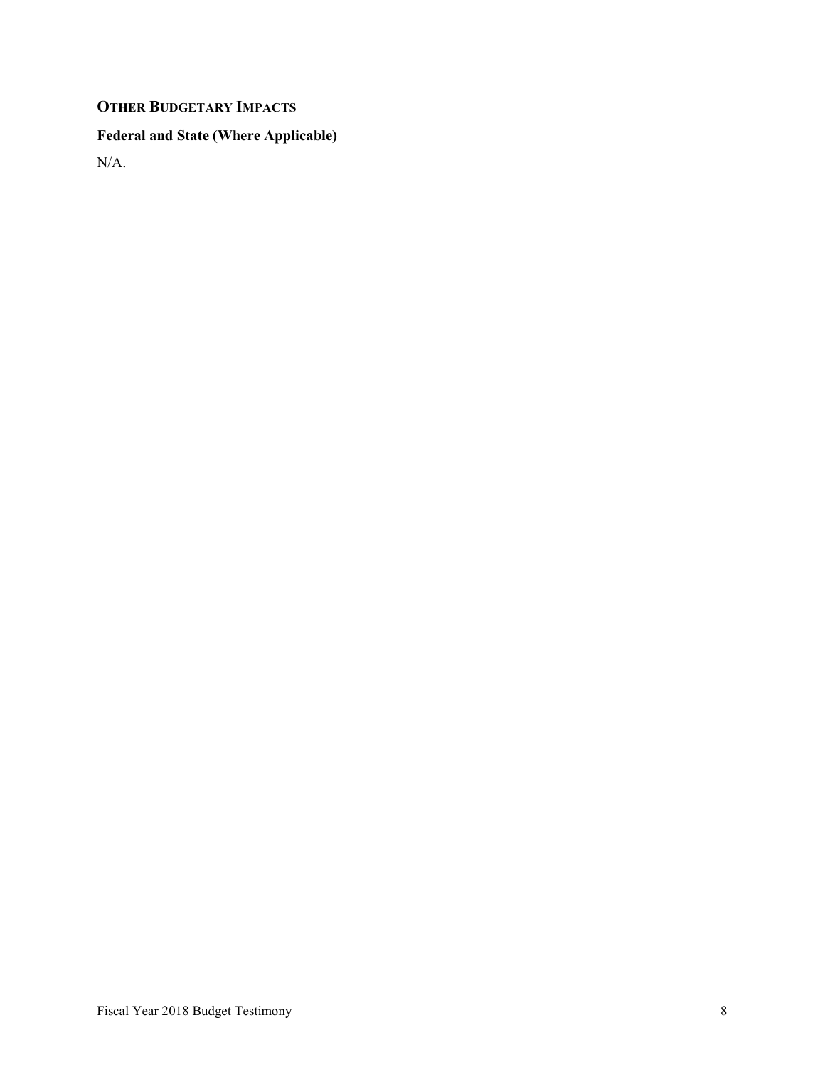## OTHER BUDGETARY IMPACTS

### Federal and State (Where Applicable)

N/A.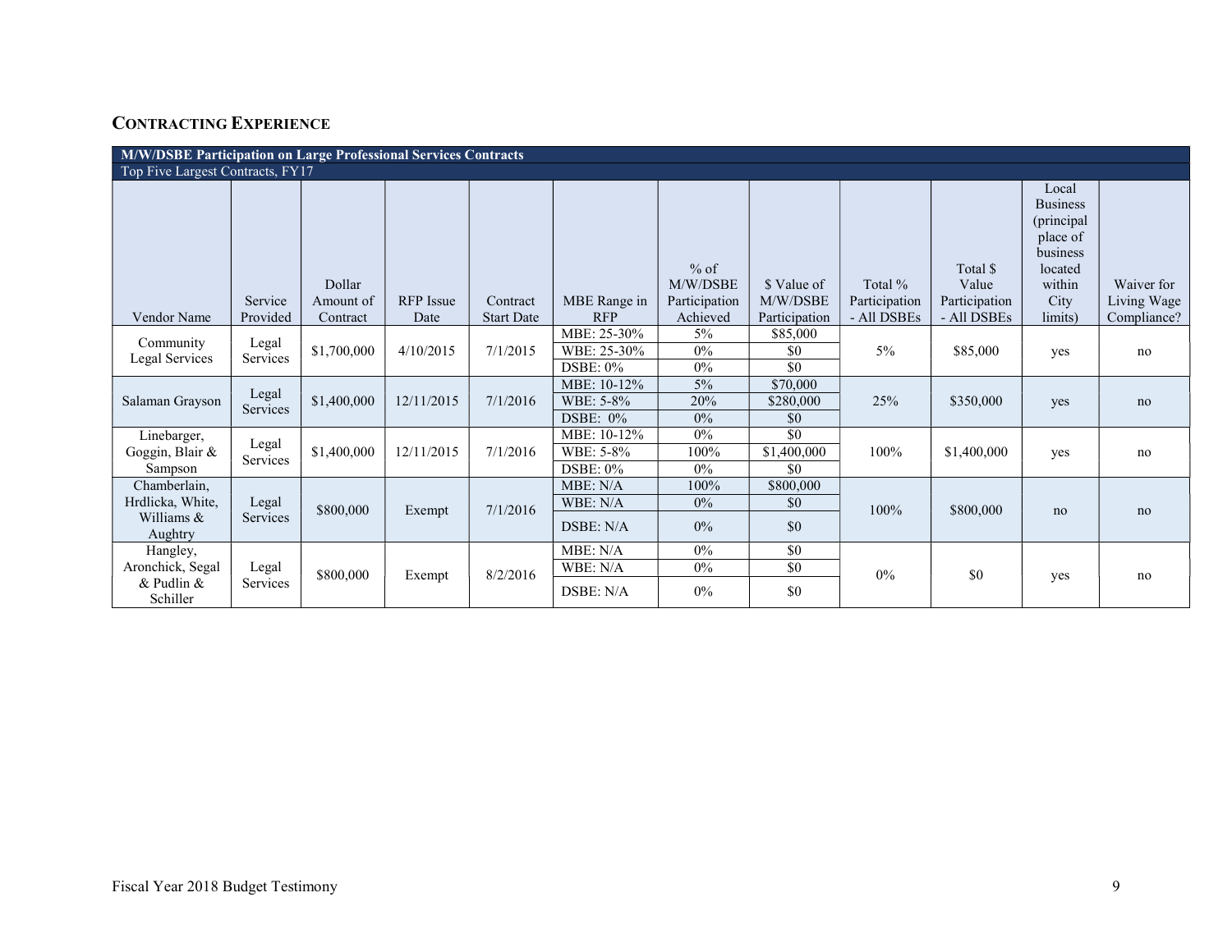## CONTRACTING EXPERIENCE

| M/W/DSBE Participation on Large Professional Services Contracts | | | | | | | | | | | |
|---|---|---|---|---|---|---|---|---|---|---|---|
| Top Five Largest Contracts, FY17 | | | | | | | | | | | |
| Vendor Name | Service Provided | Dollar Amount of Contract | RFP Issue Date | Contract Start Date | MBE Range in RFP | % of M/W/DSBE Participation Achieved | $ Value of M/W/DSBE Participation | Total % Participation - All DSBEs | Total $ Value Participation - All DSBEs | Local Business (principal place of business located within City limits) | Waiver for Living Wage Compliance? |
| Community Legal Services | Legal Services | $1,700,000 | 4/10/2015 | 7/1/2015 | MBE: 25-30% | 5% | $85,000 | 5% | $85,000 | yes | no |
| | | | | | WBE: 25-30% | 0% | $0 | | | | |
| | | | | | DSBE: 0% | 0% | $0 | | | | |
| Salaman Grayson | Legal Services | $1,400,000 | 12/11/2015 | 7/1/2016 | MBE: 10-12% | 5% | $70,000 | 25% | $350,000 | yes | no |
| | | | | | WBE: 5-8% | 20% | $280,000 | | | | |
| | | | | | DSBE: 0% | 0% | $0 | | | | |
| Linebarger, Goggin, Blair & Sampson | Legal Services | $1,400,000 | 12/11/2015 | 7/1/2016 | MBE: 10-12% | 0% | $0 | 100% | $1,400,000 | yes | no |
| | | | | | WBE: 5-8% | 100% | $1,400,000 | | | | |
| | | | | | DSBE: 0% | 0% | $0 | | | | |
| Chamberlain, Hrdlicka, White, Williams & Aughtry | Legal Services | $800,000 | Exempt | 7/1/2016 | MBE: N/A | 100% | $800,000 | 100% | $800,000 | no | no |
| | | | | | WBE: N/A | 0% | $0 | | | | |
| | | | | | DSBE: N/A | 0% | $0 | | | | |
| Hangley, Aronchick, Segal & Pudlin & Schiller | Legal Services | $800,000 | Exempt | 8/2/2016 | MBE: N/A | 0% | $0 | 0% | $0 | yes | no |
| | | | | | WBE: N/A | 0% | $0 | | | | |
| | | | | | DSBE: N/A | 0% | $0 | | | | |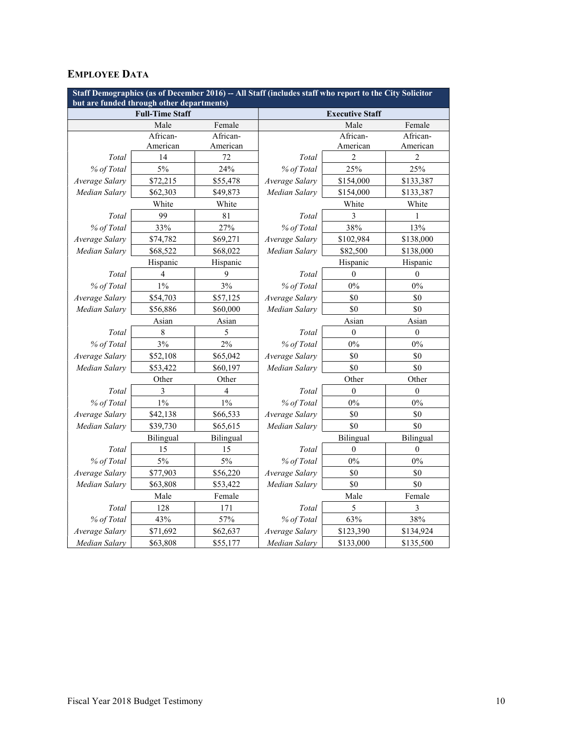## EMPLOYEE DATA

| Staff Demographics (as of December 2016) -- All Staff (includes staff who report to the City Solicitor but are funded through other departments) | | | | | |
|---|---|---|---|---|---|
| **Full-Time Staff** | | | **Executive Staff** | | |
| | Male | Female | | Male | Female |
| | African-American | African-American | | African-American | African-American |
| *Total* | 14 | 72 | *Total* | 2 | 2 |
| *% of Total* | 5% | 24% | *% of Total* | 25% | 25% |
| *Average Salary* | $72,215 | $55,478 | *Average Salary* | $154,000 | $133,387 |
| *Median Salary* | $62,303 | $49,873 | *Median Salary* | $154,000 | $133,387 |
| | White | White | | White | White |
| *Total* | 99 | 81 | *Total* | 3 | 1 |
| *% of Total* | 33% | 27% | *% of Total* | 38% | 13% |
| *Average Salary* | $74,782 | $69,271 | *Average Salary* | $102,984 | $138,000 |
| *Median Salary* | $68,522 | $68,022 | *Median Salary* | $82,500 | $138,000 |
| | Hispanic | Hispanic | | Hispanic | Hispanic |
| *Total* | 4 | 9 | *Total* | 0 | 0 |
| *% of Total* | 1% | 3% | *% of Total* | 0% | 0% |
| *Average Salary* | $54,703 | $57,125 | *Average Salary* | $0 | $0 |
| *Median Salary* | $56,886 | $60,000 | *Median Salary* | $0 | $0 |
| | Asian | Asian | | Asian | Asian |
| *Total* | 8 | 5 | *Total* | 0 | 0 |
| *% of Total* | 3% | 2% | *% of Total* | 0% | 0% |
| *Average Salary* | $52,108 | $65,042 | *Average Salary* | $0 | $0 |
| *Median Salary* | $53,422 | $60,197 | *Median Salary* | $0 | $0 |
| | Other | Other | | Other | Other |
| *Total* | 3 | 4 | *Total* | 0 | 0 |
| *% of Total* | 1% | 1% | *% of Total* | 0% | 0% |
| *Average Salary* | $42,138 | $66,533 | *Average Salary* | $0 | $0 |
| *Median Salary* | $39,730 | $65,615 | *Median Salary* | $0 | $0 |
| | Bilingual | Bilingual | | Bilingual | Bilingual |
| *Total* | 15 | 15 | *Total* | 0 | 0 |
| *% of Total* | 5% | 5% | *% of Total* | 0% | 0% |
| *Average Salary* | $77,903 | $56,220 | *Average Salary* | $0 | $0 |
| *Median Salary* | $63,808 | $53,422 | *Median Salary* | $0 | $0 |
| | Male | Female | | Male | Female |
| *Total* | 128 | 171 | *Total* | 5 | 3 |
| *% of Total* | 43% | 57% | *% of Total* | 63% | 38% |
| *Average Salary* | $71,692 | $62,637 | *Average Salary* | $123,390 | $134,924 |
| *Median Salary* | $63,808 | $55,177 | *Median Salary* | $133,000 | $135,500 |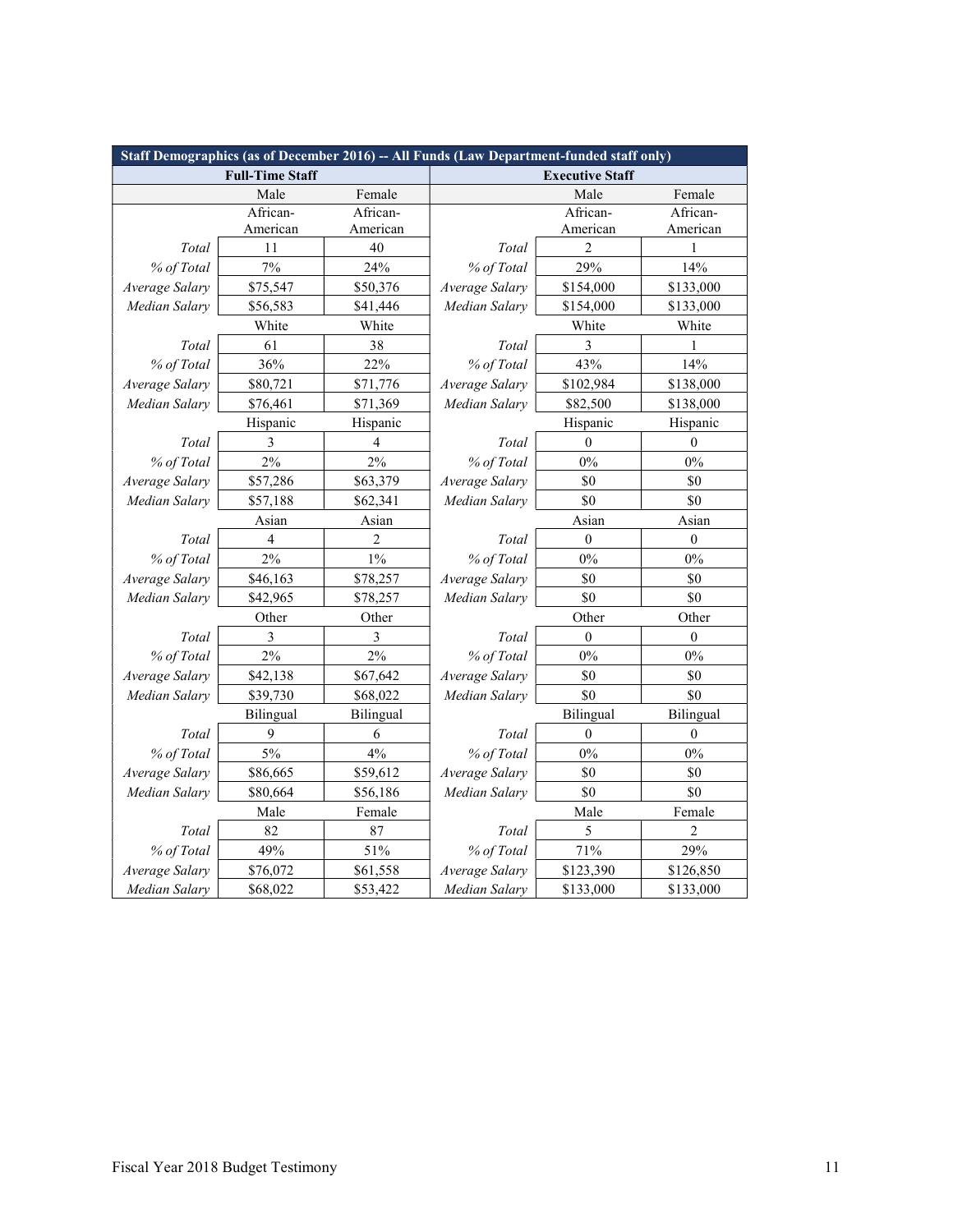| Staff Demographics (as of December 2016) -- All Funds (Law Department-funded staff only) | | | | | |
|---|---|---|---|---|---|
| **Full-Time Staff** | | | **Executive Staff** | | |
| | Male | Female | | Male | Female |
| | African-American | African-American | | African-American | African-American |
| *Total* | 11 | 40 | *Total* | 2 | 1 |
| *% of Total* | 7% | 24% | *% of Total* | 29% | 14% |
| *Average Salary* | $75,547 | $50,376 | *Average Salary* | $154,000 | $133,000 |
| *Median Salary* | $56,583 | $41,446 | *Median Salary* | $154,000 | $133,000 |
| | White | White | | White | White |
| *Total* | 61 | 38 | *Total* | 3 | 1 |
| *% of Total* | 36% | 22% | *% of Total* | 43% | 14% |
| *Average Salary* | $80,721 | $71,776 | *Average Salary* | $102,984 | $138,000 |
| *Median Salary* | $76,461 | $71,369 | *Median Salary* | $82,500 | $138,000 |
| | Hispanic | Hispanic | | Hispanic | Hispanic |
| *Total* | 3 | 4 | *Total* | 0 | 0 |
| *% of Total* | 2% | 2% | *% of Total* | 0% | 0% |
| *Average Salary* | $57,286 | $63,379 | *Average Salary* | $0 | $0 |
| *Median Salary* | $57,188 | $62,341 | *Median Salary* | $0 | $0 |
| | Asian | Asian | | Asian | Asian |
| *Total* | 4 | 2 | *Total* | 0 | 0 |
| *% of Total* | 2% | 1% | *% of Total* | 0% | 0% |
| *Average Salary* | $46,163 | $78,257 | *Average Salary* | $0 | $0 |
| *Median Salary* | $42,965 | $78,257 | *Median Salary* | $0 | $0 |
| | Other | Other | | Other | Other |
| *Total* | 3 | 3 | *Total* | 0 | 0 |
| *% of Total* | 2% | 2% | *% of Total* | 0% | 0% |
| *Average Salary* | $42,138 | $67,642 | *Average Salary* | $0 | $0 |
| *Median Salary* | $39,730 | $68,022 | *Median Salary* | $0 | $0 |
| | Bilingual | Bilingual | | Bilingual | Bilingual |
| *Total* | 9 | 6 | *Total* | 0 | 0 |
| *% of Total* | 5% | 4% | *% of Total* | 0% | 0% |
| *Average Salary* | $86,665 | $59,612 | *Average Salary* | $0 | $0 |
| *Median Salary* | $80,664 | $56,186 | *Median Salary* | $0 | $0 |
| | Male | Female | | Male | Female |
| *Total* | 82 | 87 | *Total* | 5 | 2 |
| *% of Total* | 49% | 51% | *% of Total* | 71% | 29% |
| *Average Salary* | $76,072 | $61,558 | *Average Salary* | $123,390 | $126,850 |
| *Median Salary* | $68,022 | $53,422 | *Median Salary* | $133,000 | $133,000 |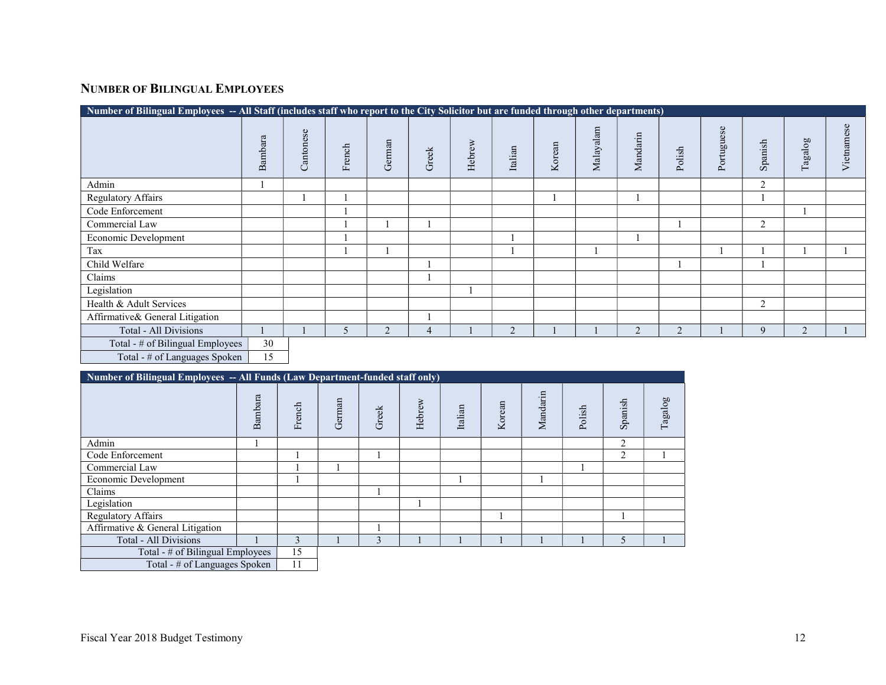## Number of Bilingual Employees

| Number of Bilingual Employees -- All Staff (includes staff who report to the City Solicitor but are funded through other departments) | | | | | | | | | | | | | | | |
|---|---|---|---|---|---|---|---|---|---|---|---|---|---|---|---|
| | Bambara | Cantonese | French | German | Greek | Hebrew | Italian | Korean | Malayalam | Mandarin | Polish | Portuguese | Spanish | Tagalog | Vietnamese |
| Admin | 1 | | | | | | | | | | | | 2 | | |
| Regulatory Affairs | | 1 | 1 | | | | | 1 | | 1 | | | 1 | | |
| Code Enforcement | | | 1 | | | | | | | | | | | 1 | |
| Commercial Law | | | 1 | 1 | 1 | | | | | | 1 | | 2 | | |
| Economic Development | | | 1 | | | | 1 | | | 1 | | | | | |
| Tax | | | 1 | 1 | | | 1 | | 1 | | | 1 | 1 | 1 | 1 |
| Child Welfare | | | | | 1 | | | | | | 1 | | 1 | | |
| Claims | | | | | 1 | | | | | | | | | | |
| Legislation | | | | | | 1 | | | | | | | | | |
| Health & Adult Services | | | | | | | | | | | | | 2 | | |
| Affirmative& General Litigation | | | | | 1 | | | | | | | | | | |
| Total - All Divisions | 1 | 1 | 5 | 2 | 4 | 1 | 2 | 1 | 1 | 2 | 2 | 1 | 9 | 2 | 1 |

| | |
|---|---|
| Total - # of Bilingual Employees | 30 |
| Total - # of Languages Spoken | 15 |

| Number of Bilingual Employees -- All Funds (Law Department-funded staff only) | | | | | | | | | | | |
|---|---|---|---|---|---|---|---|---|---|---|---|
| | Bambara | French | German | Greek | Hebrew | Italian | Korean | Mandarin | Polish | Spanish | Tagalog |
| Admin | 1 | | | | | | | | | 2 | |
| Code Enforcement | | 1 | | 1 | | | | | | 2 | 1 |
| Commercial Law | | 1 | 1 | | | | | | 1 | | |
| Economic Development | | 1 | | | | 1 | | 1 | | | |
| Claims | | | | 1 | | | | | | | |
| Legislation | | | | | 1 | | | | | | |
| Regulatory Affairs | | | | | | | 1 | | | 1 | |
| Affirmative & General Litigation | | | | 1 | | | | | | | |
| Total - All Divisions | 1 | 3 | 1 | 3 | 1 | 1 | 1 | 1 | 1 | 5 | 1 |

| | |
|---|---|
| Total - # of Bilingual Employees | 15 |
| Total - # of Languages Spoken | 11 |

Fiscal Year 2018 Budget Testimony